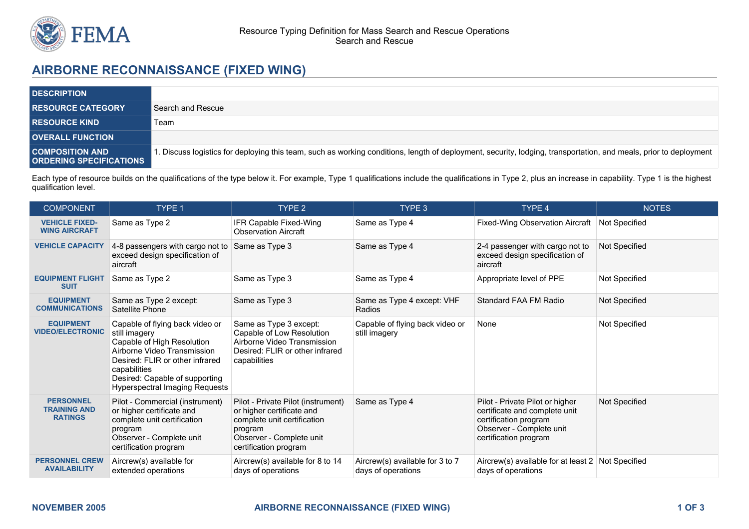Resource Typing Definition for Mass Search and Rescue Operations
Search and Rescue

# AIRBORNE RECONNAISSANCE (FIXED WING)

| | |
|---|---|
| **DESCRIPTION** | |
| **RESOURCE CATEGORY** | Search and Rescue |
| **RESOURCE KIND** | Team |
| **OVERALL FUNCTION** | |
| **COMPOSITION AND ORDERING SPECIFICATIONS** | 1. Discuss logistics for deploying this team, such as working conditions, length of deployment, security, lodging, transportation, and meals, prior to deployment |

Each type of resource builds on the qualifications of the type below it. For example, Type 1 qualifications include the qualifications in Type 2, plus an increase in capability. Type 1 is the highest qualification level.

| COMPONENT | TYPE 1 | TYPE 2 | TYPE 3 | TYPE 4 | NOTES |
|---|---|---|---|---|---|
| **VEHICLE FIXED-WING AIRCRAFT** | Same as Type 2 | IFR Capable Fixed-Wing Observation Aircraft | Same as Type 4 | Fixed-Wing Observation Aircraft | Not Specified |
| **VEHICLE CAPACITY** | 4-8 passengers with cargo not to exceed design specification of aircraft | Same as Type 3 | Same as Type 4 | 2-4 passenger with cargo not to exceed design specification of aircraft | Not Specified |
| **EQUIPMENT FLIGHT SUIT** | Same as Type 2 | Same as Type 3 | Same as Type 4 | Appropriate level of PPE | Not Specified |
| **EQUIPMENT COMMUNICATIONS** | Same as Type 2 except: Satellite Phone | Same as Type 3 | Same as Type 4 except: VHF Radios | Standard FAA FM Radio | Not Specified |
| **EQUIPMENT VIDEO/ELECTRONIC** | Capable of flying back video or still imagery<br>Capable of High Resolution Airborne Video Transmission<br>Desired: FLIR or other infrared capabilities<br>Desired: Capable of supporting Hyperspectral Imaging Requests | Same as Type 3 except: Capable of Low Resolution Airborne Video Transmission<br>Desired: FLIR or other infrared capabilities | Capable of flying back video or still imagery | None | Not Specified |
| **PERSONNEL TRAINING AND RATINGS** | Pilot - Commercial (instrument) or higher certificate and complete unit certification program<br>Observer - Complete unit certification program | Pilot - Private Pilot (instrument) or higher certificate and complete unit certification program<br>Observer - Complete unit certification program | Same as Type 4 | Pilot - Private Pilot or higher certificate and complete unit certification program<br>Observer - Complete unit certification program | Not Specified |
| **PERSONNEL CREW AVAILABILITY** | Aircrew(s) available for extended operations | Aircrew(s) available for 8 to 14 days of operations | Aircrew(s) available for 3 to 7 days of operations | Aircrew(s) available for at least 2 days of operations | Not Specified |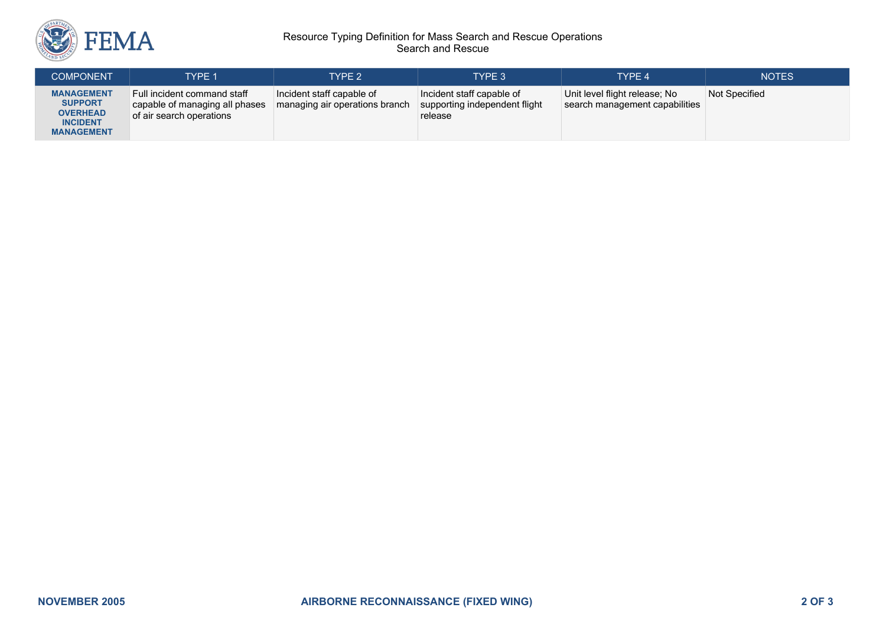| COMPONENT | TYPE 1 | TYPE 2 | TYPE 3 | TYPE 4 | NOTES |
|---|---|---|---|---|---|
| **MANAGEMENT SUPPORT OVERHEAD INCIDENT MANAGEMENT** | Full incident command staff capable of managing all phases of air search operations | Incident staff capable of managing air operations branch | Incident staff capable of supporting independent flight release | Unit level flight release; No search management capabilities | Not Specified |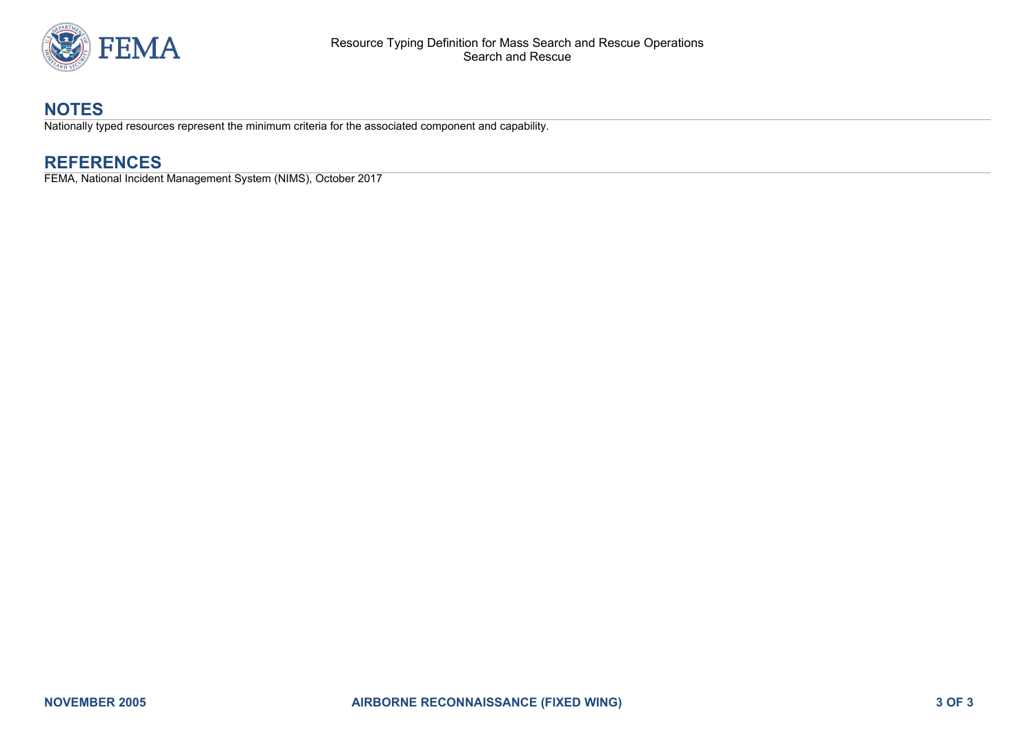## NOTES

Nationally typed resources represent the minimum criteria for the associated component and capability.

## REFERENCES

FEMA, National Incident Management System (NIMS), October 2017